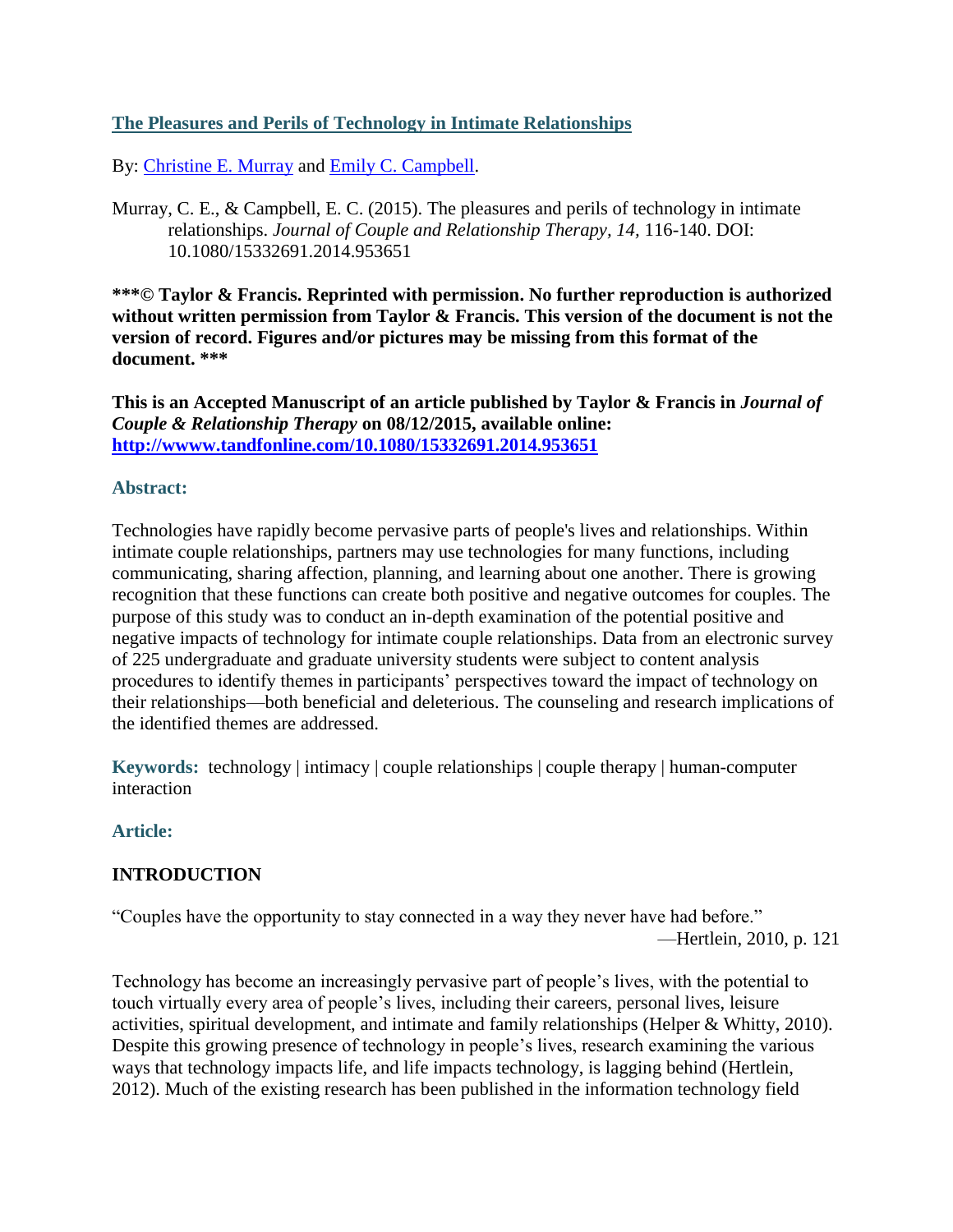# [The Pleasures and Perils of Technology in Intimate Relationships](#)

By: [Christine E. Murray](#) and [Emily C. Campbell](#).

Murray, C. E., & Campbell, E. C. (2015). The pleasures and perils of technology in intimate relationships. *Journal of Couple and Relationship Therapy, 14,* 116-140. DOI: 10.1080/15332691.2014.953651

**\*\*\*© Taylor & Francis. Reprinted with permission. No further reproduction is authorized without written permission from Taylor & Francis. This version of the document is not the version of record. Figures and/or pictures may be missing from this format of the document. \*\*\***

**This is an Accepted Manuscript of an article published by Taylor & Francis in *Journal of Couple & Relationship Therapy* on 08/12/2015, available online: [http://wwww.tandfonline.com/10.1080/15332691.2014.953651](http://wwww.tandfonline.com/10.1080/15332691.2014.953651)**

## Abstract:

Technologies have rapidly become pervasive parts of people's lives and relationships. Within intimate couple relationships, partners may use technologies for many functions, including communicating, sharing affection, planning, and learning about one another. There is growing recognition that these functions can create both positive and negative outcomes for couples. The purpose of this study was to conduct an in-depth examination of the potential positive and negative impacts of technology for intimate couple relationships. Data from an electronic survey of 225 undergraduate and graduate university students were subject to content analysis procedures to identify themes in participants' perspectives toward the impact of technology on their relationships—both beneficial and deleterious. The counseling and research implications of the identified themes are addressed.

**Keywords:** technology | intimacy | couple relationships | couple therapy | human-computer interaction

## Article:

### INTRODUCTION

"Couples have the opportunity to stay connected in a way they never have had before."

—Hertlein, 2010, p. 121

Technology has become an increasingly pervasive part of people's lives, with the potential to touch virtually every area of people's lives, including their careers, personal lives, leisure activities, spiritual development, and intimate and family relationships (Helper & Whitty, 2010). Despite this growing presence of technology in people's lives, research examining the various ways that technology impacts life, and life impacts technology, is lagging behind (Hertlein, 2012). Much of the existing research has been published in the information technology field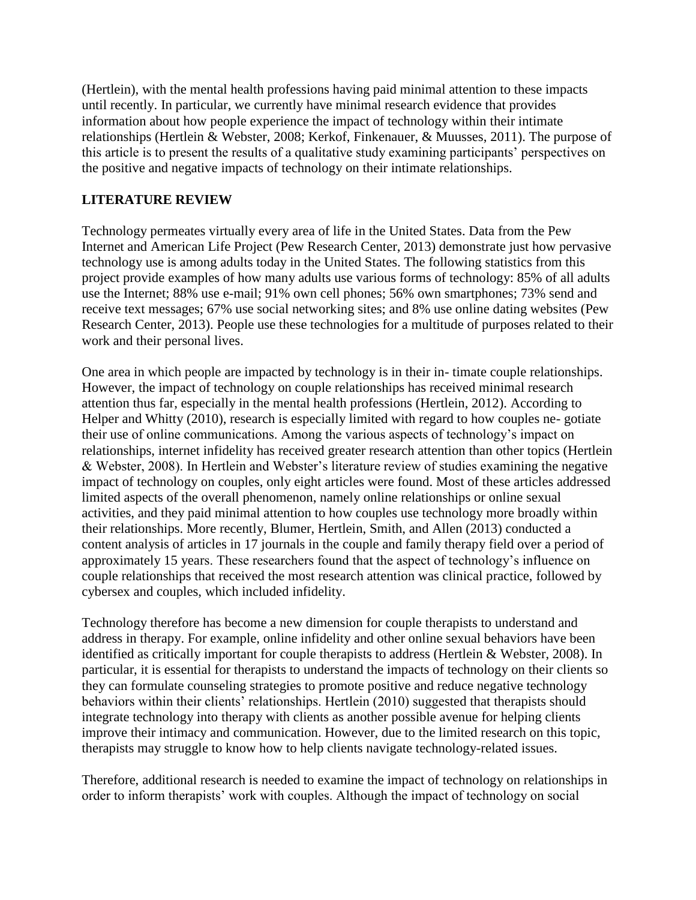(Hertlein), with the mental health professions having paid minimal attention to these impacts until recently. In particular, we currently have minimal research evidence that provides information about how people experience the impact of technology within their intimate relationships (Hertlein & Webster, 2008; Kerkof, Finkenauer, & Muusses, 2011). The purpose of this article is to present the results of a qualitative study examining participants' perspectives on the positive and negative impacts of technology on their intimate relationships.

## LITERATURE REVIEW

Technology permeates virtually every area of life in the United States. Data from the Pew Internet and American Life Project (Pew Research Center, 2013) demonstrate just how pervasive technology use is among adults today in the United States. The following statistics from this project provide examples of how many adults use various forms of technology: 85% of all adults use the Internet; 88% use e-mail; 91% own cell phones; 56% own smartphones; 73% send and receive text messages; 67% use social networking sites; and 8% use online dating websites (Pew Research Center, 2013). People use these technologies for a multitude of purposes related to their work and their personal lives.

One area in which people are impacted by technology is in their in- timate couple relationships. However, the impact of technology on couple relationships has received minimal research attention thus far, especially in the mental health professions (Hertlein, 2012). According to Helper and Whitty (2010), research is especially limited with regard to how couples ne- gotiate their use of online communications. Among the various aspects of technology's impact on relationships, internet infidelity has received greater research attention than other topics (Hertlein & Webster, 2008). In Hertlein and Webster's literature review of studies examining the negative impact of technology on couples, only eight articles were found. Most of these articles addressed limited aspects of the overall phenomenon, namely online relationships or online sexual activities, and they paid minimal attention to how couples use technology more broadly within their relationships. More recently, Blumer, Hertlein, Smith, and Allen (2013) conducted a content analysis of articles in 17 journals in the couple and family therapy field over a period of approximately 15 years. These researchers found that the aspect of technology's influence on couple relationships that received the most research attention was clinical practice, followed by cybersex and couples, which included infidelity.

Technology therefore has become a new dimension for couple therapists to understand and address in therapy. For example, online infidelity and other online sexual behaviors have been identified as critically important for couple therapists to address (Hertlein & Webster, 2008). In particular, it is essential for therapists to understand the impacts of technology on their clients so they can formulate counseling strategies to promote positive and reduce negative technology behaviors within their clients' relationships. Hertlein (2010) suggested that therapists should integrate technology into therapy with clients as another possible avenue for helping clients improve their intimacy and communication. However, due to the limited research on this topic, therapists may struggle to know how to help clients navigate technology-related issues.

Therefore, additional research is needed to examine the impact of technology on relationships in order to inform therapists' work with couples. Although the impact of technology on social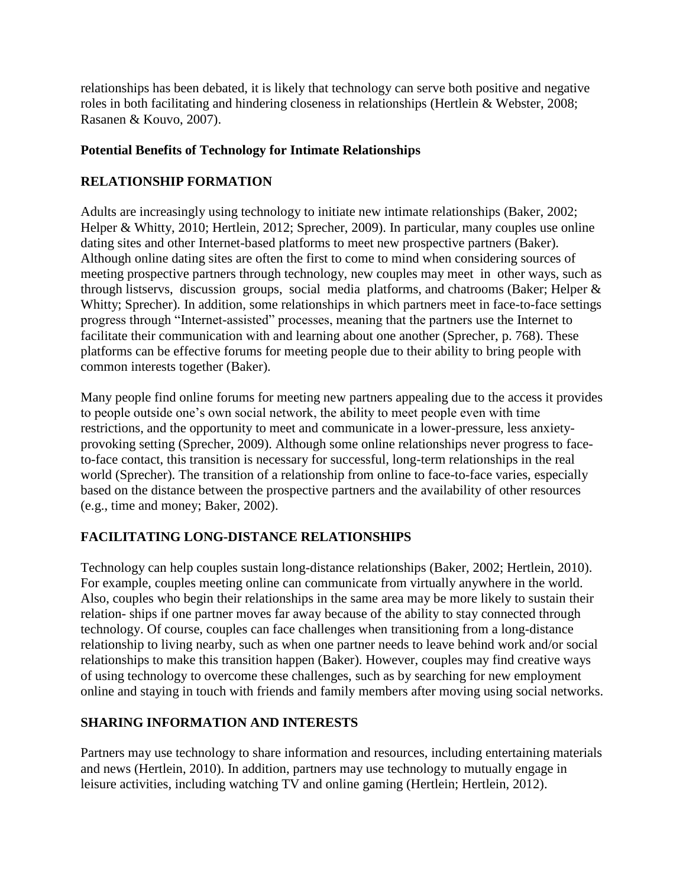relationships has been debated, it is likely that technology can serve both positive and negative roles in both facilitating and hindering closeness in relationships (Hertlein & Webster, 2008; Rasanen & Kouvo, 2007).

## Potential Benefits of Technology for Intimate Relationships

### RELATIONSHIP FORMATION

Adults are increasingly using technology to initiate new intimate relationships (Baker, 2002; Helper & Whitty, 2010; Hertlein, 2012; Sprecher, 2009). In particular, many couples use online dating sites and other Internet-based platforms to meet new prospective partners (Baker). Although online dating sites are often the first to come to mind when considering sources of meeting prospective partners through technology, new couples may meet in other ways, such as through listservs, discussion groups, social media platforms, and chatrooms (Baker; Helper & Whitty; Sprecher). In addition, some relationships in which partners meet in face-to-face settings progress through "Internet-assisted" processes, meaning that the partners use the Internet to facilitate their communication with and learning about one another (Sprecher, p. 768). These platforms can be effective forums for meeting people due to their ability to bring people with common interests together (Baker).

Many people find online forums for meeting new partners appealing due to the access it provides to people outside one's own social network, the ability to meet people even with time restrictions, and the opportunity to meet and communicate in a lower-pressure, less anxiety-provoking setting (Sprecher, 2009). Although some online relationships never progress to face-to-face contact, this transition is necessary for successful, long-term relationships in the real world (Sprecher). The transition of a relationship from online to face-to-face varies, especially based on the distance between the prospective partners and the availability of other resources (e.g., time and money; Baker, 2002).

### FACILITATING LONG-DISTANCE RELATIONSHIPS

Technology can help couples sustain long-distance relationships (Baker, 2002; Hertlein, 2010). For example, couples meeting online can communicate from virtually anywhere in the world. Also, couples who begin their relationships in the same area may be more likely to sustain their relation- ships if one partner moves far away because of the ability to stay connected through technology. Of course, couples can face challenges when transitioning from a long-distance relationship to living nearby, such as when one partner needs to leave behind work and/or social relationships to make this transition happen (Baker). However, couples may find creative ways of using technology to overcome these challenges, such as by searching for new employment online and staying in touch with friends and family members after moving using social networks.

### SHARING INFORMATION AND INTERESTS

Partners may use technology to share information and resources, including entertaining materials and news (Hertlein, 2010). In addition, partners may use technology to mutually engage in leisure activities, including watching TV and online gaming (Hertlein; Hertlein, 2012).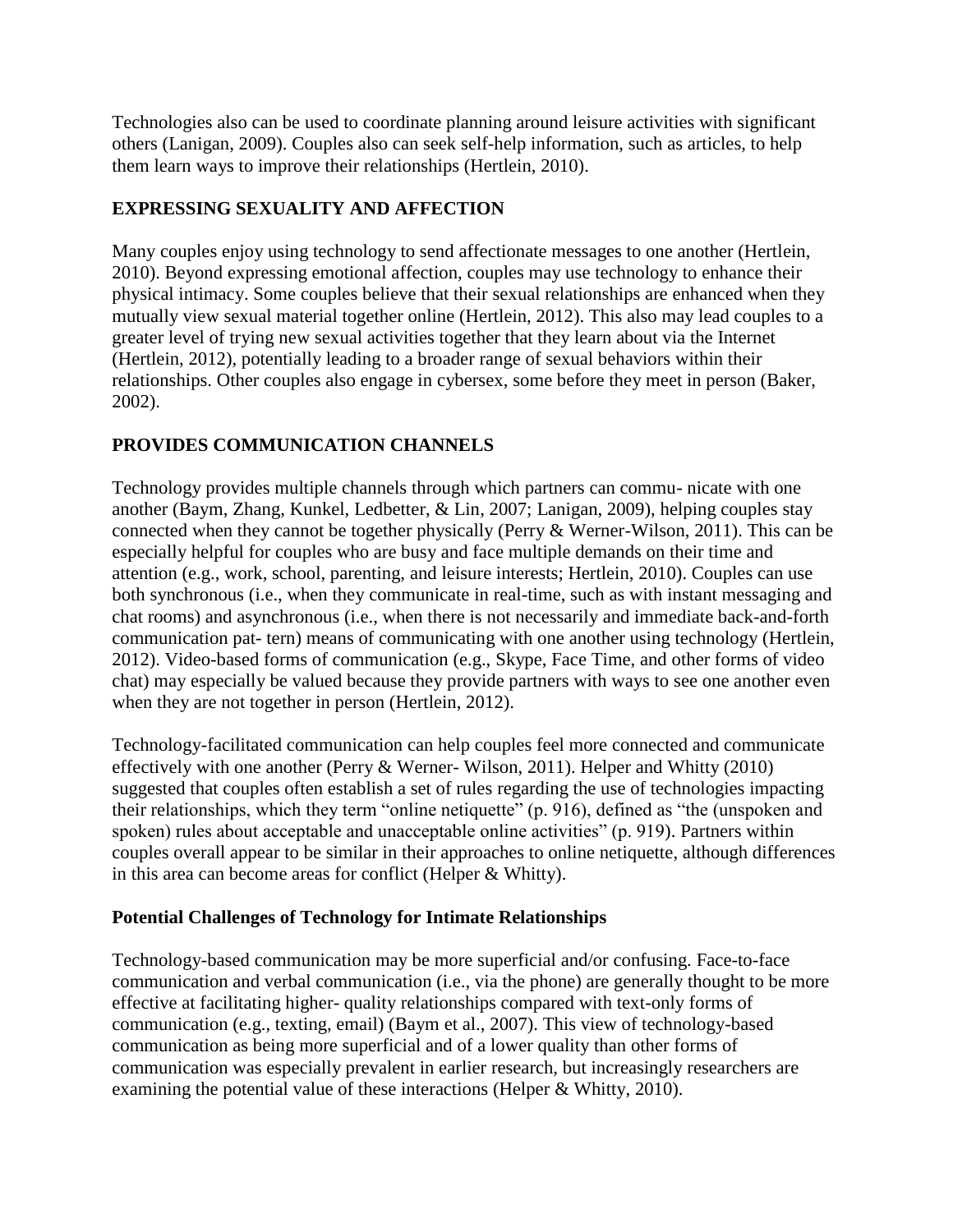Technologies also can be used to coordinate planning around leisure activities with significant others (Lanigan, 2009). Couples also can seek self-help information, such as articles, to help them learn ways to improve their relationships (Hertlein, 2010).

### EXPRESSING SEXUALITY AND AFFECTION

Many couples enjoy using technology to send affectionate messages to one another (Hertlein, 2010). Beyond expressing emotional affection, couples may use technology to enhance their physical intimacy. Some couples believe that their sexual relationships are enhanced when they mutually view sexual material together online (Hertlein, 2012). This also may lead couples to a greater level of trying new sexual activities together that they learn about via the Internet (Hertlein, 2012), potentially leading to a broader range of sexual behaviors within their relationships. Other couples also engage in cybersex, some before they meet in person (Baker, 2002).

### PROVIDES COMMUNICATION CHANNELS

Technology provides multiple channels through which partners can commu- nicate with one another (Baym, Zhang, Kunkel, Ledbetter, & Lin, 2007; Lanigan, 2009), helping couples stay connected when they cannot be together physically (Perry & Werner-Wilson, 2011). This can be especially helpful for couples who are busy and face multiple demands on their time and attention (e.g., work, school, parenting, and leisure interests; Hertlein, 2010). Couples can use both synchronous (i.e., when they communicate in real-time, such as with instant messaging and chat rooms) and asynchronous (i.e., when there is not necessarily and immediate back-and-forth communication pat- tern) means of communicating with one another using technology (Hertlein, 2012). Video-based forms of communication (e.g., Skype, Face Time, and other forms of video chat) may especially be valued because they provide partners with ways to see one another even when they are not together in person (Hertlein, 2012).

Technology-facilitated communication can help couples feel more connected and communicate effectively with one another (Perry & Werner- Wilson, 2011). Helper and Whitty (2010) suggested that couples often establish a set of rules regarding the use of technologies impacting their relationships, which they term "online netiquette" (p. 916), defined as "the (unspoken and spoken) rules about acceptable and unacceptable online activities" (p. 919). Partners within couples overall appear to be similar in their approaches to online netiquette, although differences in this area can become areas for conflict (Helper & Whitty).

### Potential Challenges of Technology for Intimate Relationships

Technology-based communication may be more superficial and/or confusing. Face-to-face communication and verbal communication (i.e., via the phone) are generally thought to be more effective at facilitating higher- quality relationships compared with text-only forms of communication (e.g., texting, email) (Baym et al., 2007). This view of technology-based communication as being more superficial and of a lower quality than other forms of communication was especially prevalent in earlier research, but increasingly researchers are examining the potential value of these interactions (Helper & Whitty, 2010).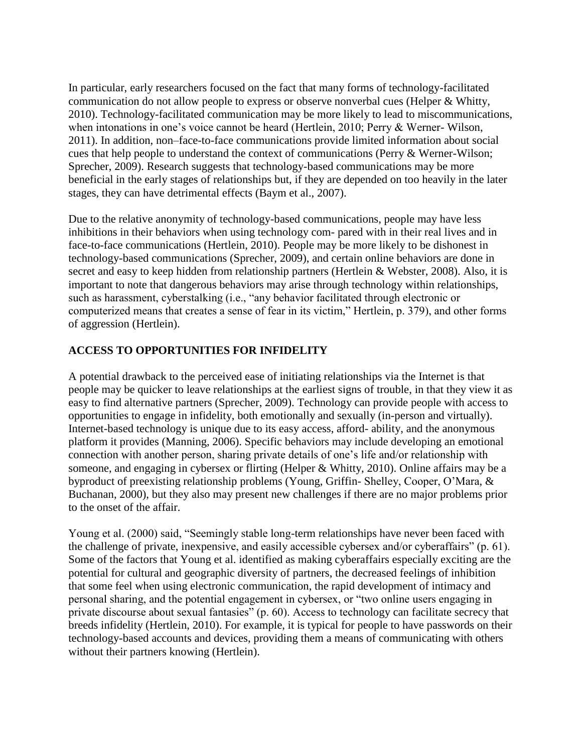In particular, early researchers focused on the fact that many forms of technology-facilitated communication do not allow people to express or observe nonverbal cues (Helper & Whitty, 2010). Technology-facilitated communication may be more likely to lead to miscommunications, when intonations in one's voice cannot be heard (Hertlein, 2010; Perry & Werner- Wilson, 2011). In addition, non–face-to-face communications provide limited information about social cues that help people to understand the context of communications (Perry & Werner-Wilson; Sprecher, 2009). Research suggests that technology-based communications may be more beneficial in the early stages of relationships but, if they are depended on too heavily in the later stages, they can have detrimental effects (Baym et al., 2007).

Due to the relative anonymity of technology-based communications, people may have less inhibitions in their behaviors when using technology com- pared with in their real lives and in face-to-face communications (Hertlein, 2010). People may be more likely to be dishonest in technology-based communications (Sprecher, 2009), and certain online behaviors are done in secret and easy to keep hidden from relationship partners (Hertlein & Webster, 2008). Also, it is important to note that dangerous behaviors may arise through technology within relationships, such as harassment, cyberstalking (i.e., "any behavior facilitated through electronic or computerized means that creates a sense of fear in its victim," Hertlein, p. 379), and other forms of aggression (Hertlein).

## ACCESS TO OPPORTUNITIES FOR INFIDELITY

A potential drawback to the perceived ease of initiating relationships via the Internet is that people may be quicker to leave relationships at the earliest signs of trouble, in that they view it as easy to find alternative partners (Sprecher, 2009). Technology can provide people with access to opportunities to engage in infidelity, both emotionally and sexually (in-person and virtually). Internet-based technology is unique due to its easy access, afford- ability, and the anonymous platform it provides (Manning, 2006). Specific behaviors may include developing an emotional connection with another person, sharing private details of one's life and/or relationship with someone, and engaging in cybersex or flirting (Helper & Whitty, 2010). Online affairs may be a byproduct of preexisting relationship problems (Young, Griffin- Shelley, Cooper, O'Mara, & Buchanan, 2000), but they also may present new challenges if there are no major problems prior to the onset of the affair.

Young et al. (2000) said, "Seemingly stable long-term relationships have never been faced with the challenge of private, inexpensive, and easily accessible cybersex and/or cyberaffairs" (p. 61). Some of the factors that Young et al. identified as making cyberaffairs especially exciting are the potential for cultural and geographic diversity of partners, the decreased feelings of inhibition that some feel when using electronic communication, the rapid development of intimacy and personal sharing, and the potential engagement in cybersex, or "two online users engaging in private discourse about sexual fantasies" (p. 60). Access to technology can facilitate secrecy that breeds infidelity (Hertlein, 2010). For example, it is typical for people to have passwords on their technology-based accounts and devices, providing them a means of communicating with others without their partners knowing (Hertlein).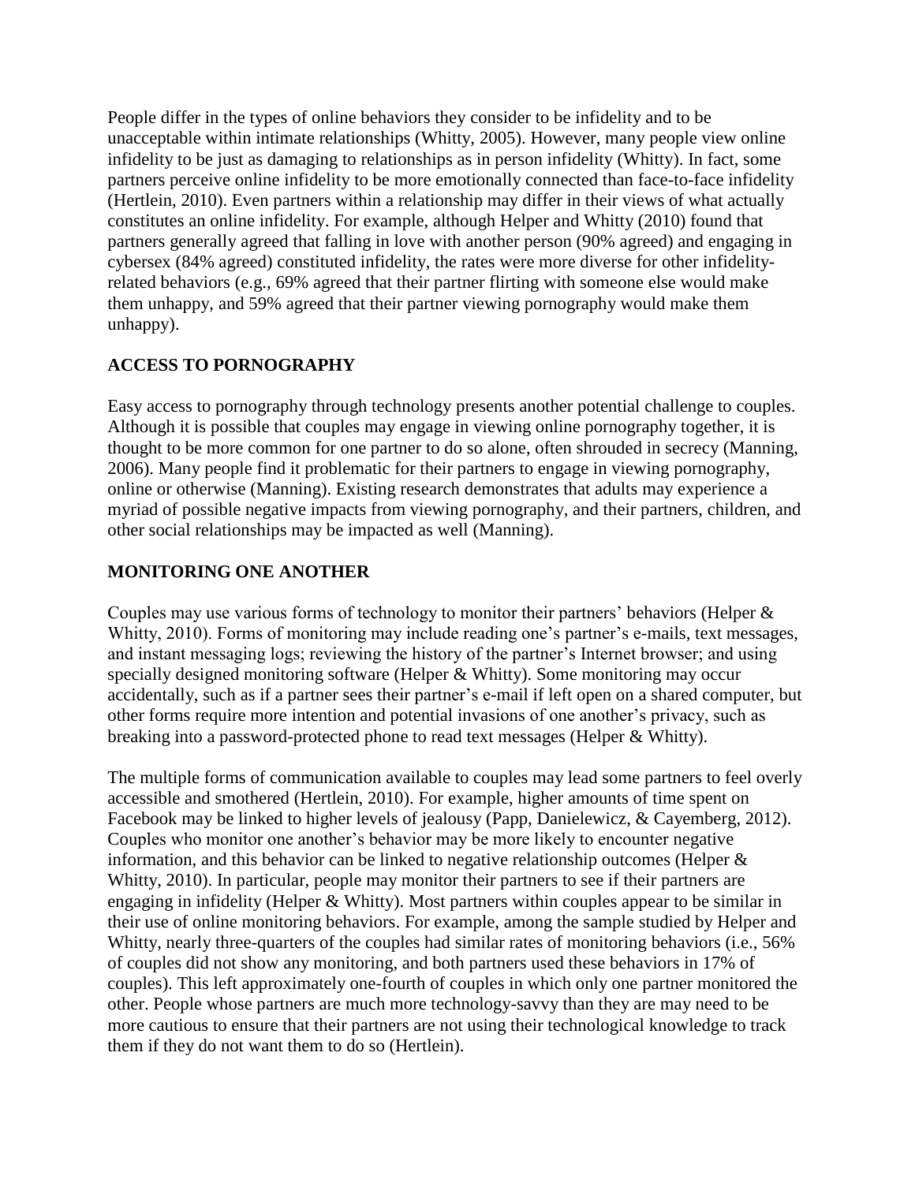People differ in the types of online behaviors they consider to be infidelity and to be unacceptable within intimate relationships (Whitty, 2005). However, many people view online infidelity to be just as damaging to relationships as in person infidelity (Whitty). In fact, some partners perceive online infidelity to be more emotionally connected than face-to-face infidelity (Hertlein, 2010). Even partners within a relationship may differ in their views of what actually constitutes an online infidelity. For example, although Helper and Whitty (2010) found that partners generally agreed that falling in love with another person (90% agreed) and engaging in cybersex (84% agreed) constituted infidelity, the rates were more diverse for other infidelity-related behaviors (e.g., 69% agreed that their partner flirting with someone else would make them unhappy, and 59% agreed that their partner viewing pornography would make them unhappy).

## ACCESS TO PORNOGRAPHY

Easy access to pornography through technology presents another potential challenge to couples. Although it is possible that couples may engage in viewing online pornography together, it is thought to be more common for one partner to do so alone, often shrouded in secrecy (Manning, 2006). Many people find it problematic for their partners to engage in viewing pornography, online or otherwise (Manning). Existing research demonstrates that adults may experience a myriad of possible negative impacts from viewing pornography, and their partners, children, and other social relationships may be impacted as well (Manning).

## MONITORING ONE ANOTHER

Couples may use various forms of technology to monitor their partners' behaviors (Helper & Whitty, 2010). Forms of monitoring may include reading one's partner's e-mails, text messages, and instant messaging logs; reviewing the history of the partner's Internet browser; and using specially designed monitoring software (Helper & Whitty). Some monitoring may occur accidentally, such as if a partner sees their partner's e-mail if left open on a shared computer, but other forms require more intention and potential invasions of one another's privacy, such as breaking into a password-protected phone to read text messages (Helper & Whitty).

The multiple forms of communication available to couples may lead some partners to feel overly accessible and smothered (Hertlein, 2010). For example, higher amounts of time spent on Facebook may be linked to higher levels of jealousy (Papp, Danielewicz, & Cayemberg, 2012). Couples who monitor one another's behavior may be more likely to encounter negative information, and this behavior can be linked to negative relationship outcomes (Helper & Whitty, 2010). In particular, people may monitor their partners to see if their partners are engaging in infidelity (Helper & Whitty). Most partners within couples appear to be similar in their use of online monitoring behaviors. For example, among the sample studied by Helper and Whitty, nearly three-quarters of the couples had similar rates of monitoring behaviors (i.e., 56% of couples did not show any monitoring, and both partners used these behaviors in 17% of couples). This left approximately one-fourth of couples in which only one partner monitored the other. People whose partners are much more technology-savvy than they are may need to be more cautious to ensure that their partners are not using their technological knowledge to track them if they do not want them to do so (Hertlein).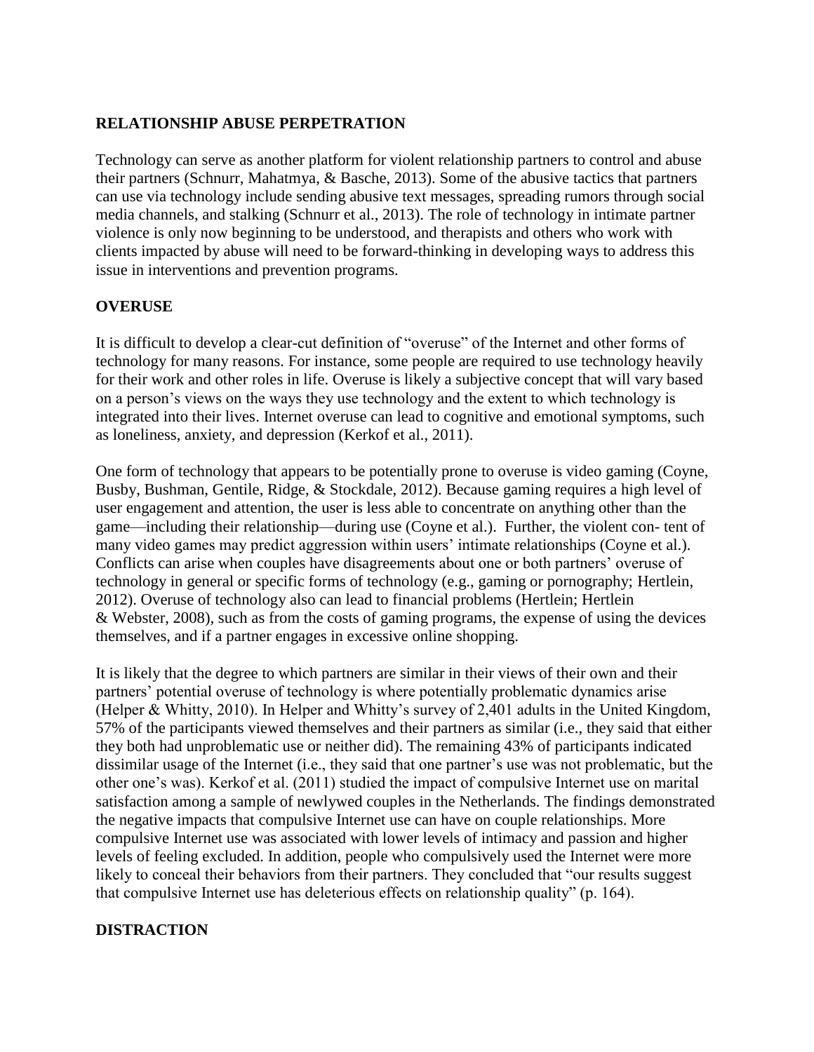## RELATIONSHIP ABUSE PERPETRATION

Technology can serve as another platform for violent relationship partners to control and abuse their partners (Schnurr, Mahatmya, & Basche, 2013). Some of the abusive tactics that partners can use via technology include sending abusive text messages, spreading rumors through social media channels, and stalking (Schnurr et al., 2013). The role of technology in intimate partner violence is only now beginning to be understood, and therapists and others who work with clients impacted by abuse will need to be forward-thinking in developing ways to address this issue in interventions and prevention programs.

## OVERUSE

It is difficult to develop a clear-cut definition of "overuse" of the Internet and other forms of technology for many reasons. For instance, some people are required to use technology heavily for their work and other roles in life. Overuse is likely a subjective concept that will vary based on a person's views on the ways they use technology and the extent to which technology is integrated into their lives. Internet overuse can lead to cognitive and emotional symptoms, such as loneliness, anxiety, and depression (Kerkof et al., 2011).

One form of technology that appears to be potentially prone to overuse is video gaming (Coyne, Busby, Bushman, Gentile, Ridge, & Stockdale, 2012). Because gaming requires a high level of user engagement and attention, the user is less able to concentrate on anything other than the game—including their relationship—during use (Coyne et al.). Further, the violent con- tent of many video games may predict aggression within users' intimate relationships (Coyne et al.). Conflicts can arise when couples have disagreements about one or both partners' overuse of technology in general or specific forms of technology (e.g., gaming or pornography; Hertlein, 2012). Overuse of technology also can lead to financial problems (Hertlein; Hertlein & Webster, 2008), such as from the costs of gaming programs, the expense of using the devices themselves, and if a partner engages in excessive online shopping.

It is likely that the degree to which partners are similar in their views of their own and their partners' potential overuse of technology is where potentially problematic dynamics arise (Helper & Whitty, 2010). In Helper and Whitty's survey of 2,401 adults in the United Kingdom, 57% of the participants viewed themselves and their partners as similar (i.e., they said that either they both had unproblematic use or neither did). The remaining 43% of participants indicated dissimilar usage of the Internet (i.e., they said that one partner's use was not problematic, but the other one's was). Kerkof et al. (2011) studied the impact of compulsive Internet use on marital satisfaction among a sample of newlywed couples in the Netherlands. The findings demonstrated the negative impacts that compulsive Internet use can have on couple relationships. More compulsive Internet use was associated with lower levels of intimacy and passion and higher levels of feeling excluded. In addition, people who compulsively used the Internet were more likely to conceal their behaviors from their partners. They concluded that "our results suggest that compulsive Internet use has deleterious effects on relationship quality" (p. 164).

## DISTRACTION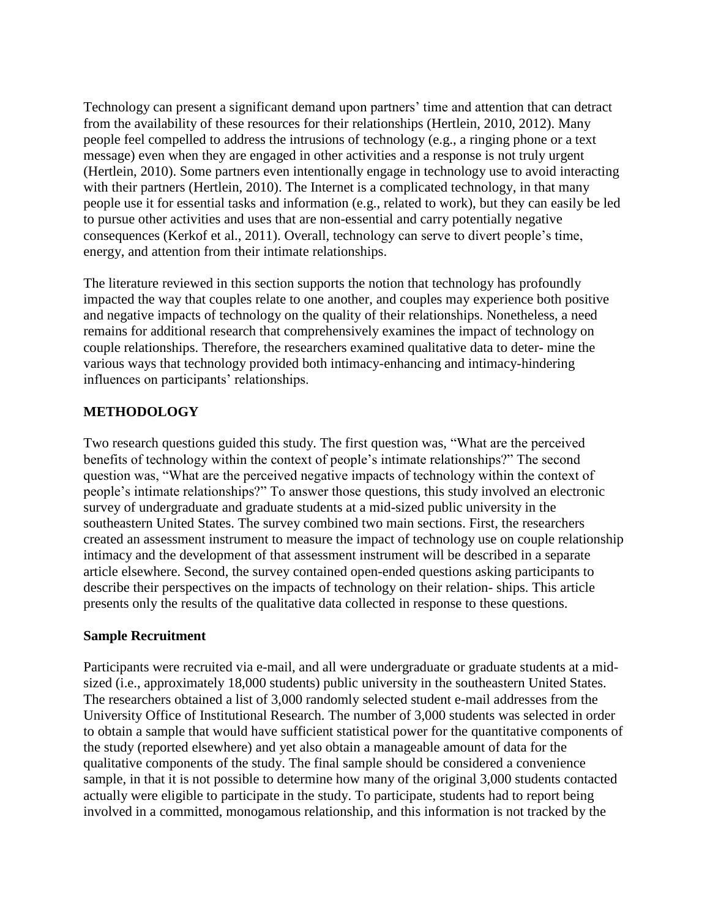Technology can present a significant demand upon partners' time and attention that can detract from the availability of these resources for their relationships (Hertlein, 2010, 2012). Many people feel compelled to address the intrusions of technology (e.g., a ringing phone or a text message) even when they are engaged in other activities and a response is not truly urgent (Hertlein, 2010). Some partners even intentionally engage in technology use to avoid interacting with their partners (Hertlein, 2010). The Internet is a complicated technology, in that many people use it for essential tasks and information (e.g., related to work), but they can easily be led to pursue other activities and uses that are non-essential and carry potentially negative consequences (Kerkof et al., 2011). Overall, technology can serve to divert people's time, energy, and attention from their intimate relationships.

The literature reviewed in this section supports the notion that technology has profoundly impacted the way that couples relate to one another, and couples may experience both positive and negative impacts of technology on the quality of their relationships. Nonetheless, a need remains for additional research that comprehensively examines the impact of technology on couple relationships. Therefore, the researchers examined qualitative data to deter- mine the various ways that technology provided both intimacy-enhancing and intimacy-hindering influences on participants' relationships.

## METHODOLOGY

Two research questions guided this study. The first question was, "What are the perceived benefits of technology within the context of people's intimate relationships?" The second question was, "What are the perceived negative impacts of technology within the context of people's intimate relationships?" To answer those questions, this study involved an electronic survey of undergraduate and graduate students at a mid-sized public university in the southeastern United States. The survey combined two main sections. First, the researchers created an assessment instrument to measure the impact of technology use on couple relationship intimacy and the development of that assessment instrument will be described in a separate article elsewhere. Second, the survey contained open-ended questions asking participants to describe their perspectives on the impacts of technology on their relation- ships. This article presents only the results of the qualitative data collected in response to these questions.

### Sample Recruitment

Participants were recruited via e-mail, and all were undergraduate or graduate students at a mid-sized (i.e., approximately 18,000 students) public university in the southeastern United States. The researchers obtained a list of 3,000 randomly selected student e-mail addresses from the University Office of Institutional Research. The number of 3,000 students was selected in order to obtain a sample that would have sufficient statistical power for the quantitative components of the study (reported elsewhere) and yet also obtain a manageable amount of data for the qualitative components of the study. The final sample should be considered a convenience sample, in that it is not possible to determine how many of the original 3,000 students contacted actually were eligible to participate in the study. To participate, students had to report being involved in a committed, monogamous relationship, and this information is not tracked by the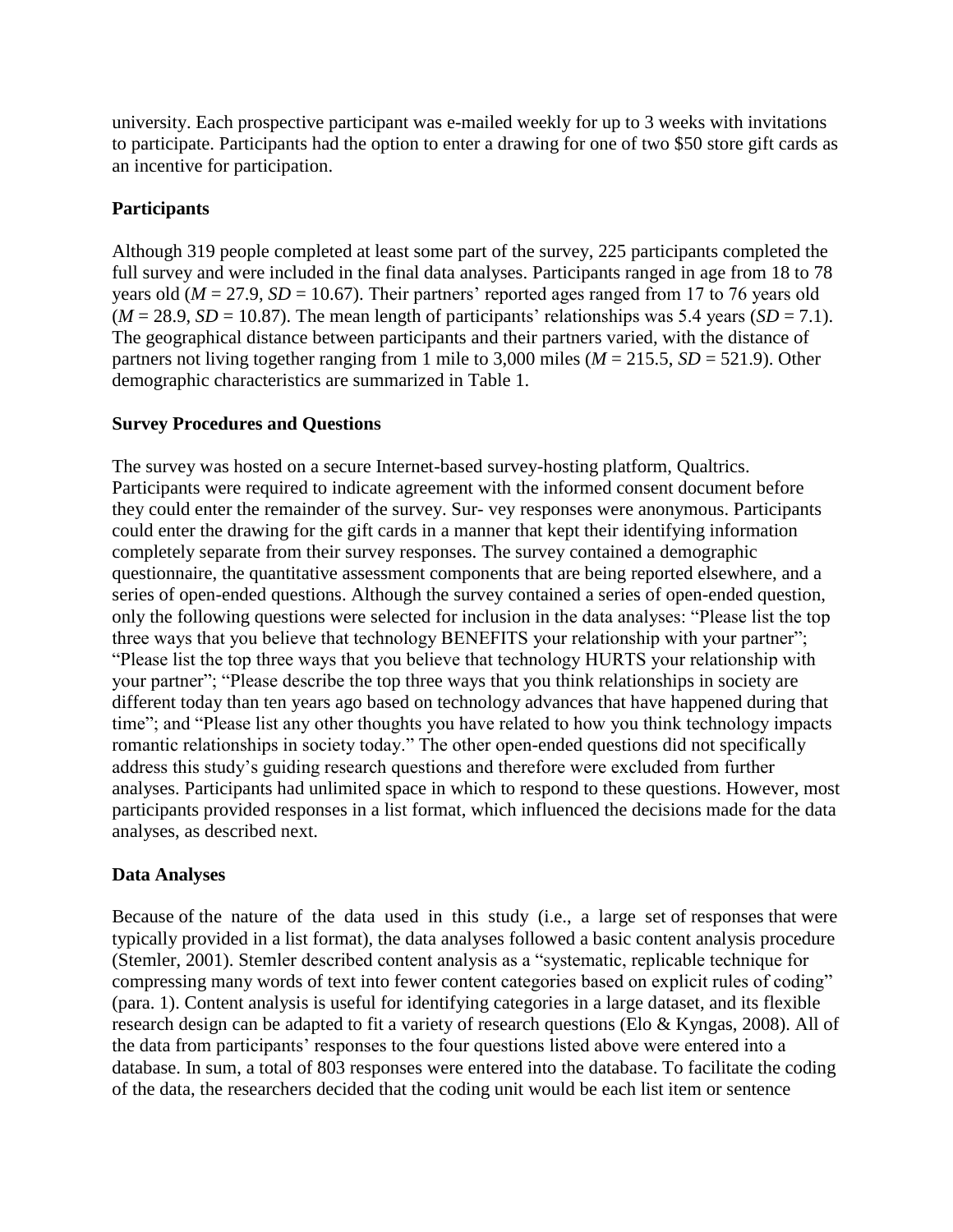university. Each prospective participant was e-mailed weekly for up to 3 weeks with invitations to participate. Participants had the option to enter a drawing for one of two $50 store gift cards as an incentive for participation.

### Participants

Although 319 people completed at least some part of the survey, 225 participants completed the full survey and were included in the final data analyses. Participants ranged in age from 18 to 78 years old ($M$ = 27.9, $SD$ = 10.67). Their partners' reported ages ranged from 17 to 76 years old ($M$ = 28.9, $SD$ = 10.87). The mean length of participants' relationships was 5.4 years ($SD$ = 7.1). The geographical distance between participants and their partners varied, with the distance of partners not living together ranging from 1 mile to 3,000 miles ($M$ = 215.5, $SD$ = 521.9). Other demographic characteristics are summarized in Table 1.

### Survey Procedures and Questions

The survey was hosted on a secure Internet-based survey-hosting platform, Qualtrics. Participants were required to indicate agreement with the informed consent document before they could enter the remainder of the survey. Sur- vey responses were anonymous. Participants could enter the drawing for the gift cards in a manner that kept their identifying information completely separate from their survey responses. The survey contained a demographic questionnaire, the quantitative assessment components that are being reported elsewhere, and a series of open-ended questions. Although the survey contained a series of open-ended question, only the following questions were selected for inclusion in the data analyses: "Please list the top three ways that you believe that technology BENEFITS your relationship with your partner"; "Please list the top three ways that you believe that technology HURTS your relationship with your partner"; "Please describe the top three ways that you think relationships in society are different today than ten years ago based on technology advances that have happened during that time"; and "Please list any other thoughts you have related to how you think technology impacts romantic relationships in society today." The other open-ended questions did not specifically address this study's guiding research questions and therefore were excluded from further analyses. Participants had unlimited space in which to respond to these questions. However, most participants provided responses in a list format, which influenced the decisions made for the data analyses, as described next.

### Data Analyses

Because of the nature of the data used in this study (i.e., a large set of responses that were typically provided in a list format), the data analyses followed a basic content analysis procedure (Stemler, 2001). Stemler described content analysis as a "systematic, replicable technique for compressing many words of text into fewer content categories based on explicit rules of coding" (para. 1). Content analysis is useful for identifying categories in a large dataset, and its flexible research design can be adapted to fit a variety of research questions (Elo & Kyngas, 2008). All of the data from participants' responses to the four questions listed above were entered into a database. In sum, a total of 803 responses were entered into the database. To facilitate the coding of the data, the researchers decided that the coding unit would be each list item or sentence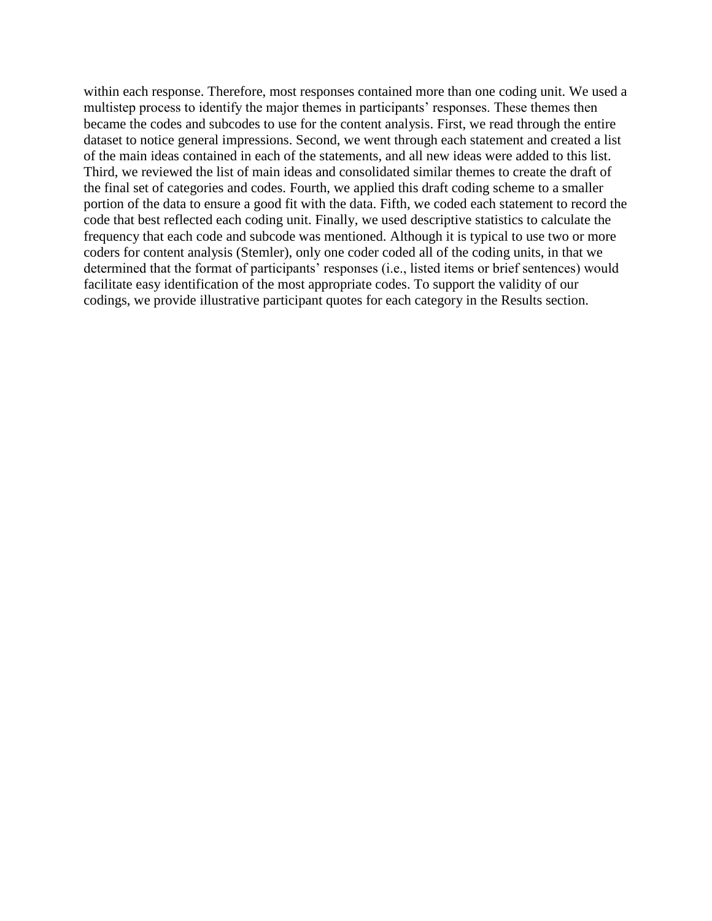within each response. Therefore, most responses contained more than one coding unit. We used a multistep process to identify the major themes in participants' responses. These themes then became the codes and subcodes to use for the content analysis. First, we read through the entire dataset to notice general impressions. Second, we went through each statement and created a list of the main ideas contained in each of the statements, and all new ideas were added to this list. Third, we reviewed the list of main ideas and consolidated similar themes to create the draft of the final set of categories and codes. Fourth, we applied this draft coding scheme to a smaller portion of the data to ensure a good fit with the data. Fifth, we coded each statement to record the code that best reflected each coding unit. Finally, we used descriptive statistics to calculate the frequency that each code and subcode was mentioned. Although it is typical to use two or more coders for content analysis (Stemler), only one coder coded all of the coding units, in that we determined that the format of participants' responses (i.e., listed items or brief sentences) would facilitate easy identification of the most appropriate codes. To support the validity of our codings, we provide illustrative participant quotes for each category in the Results section.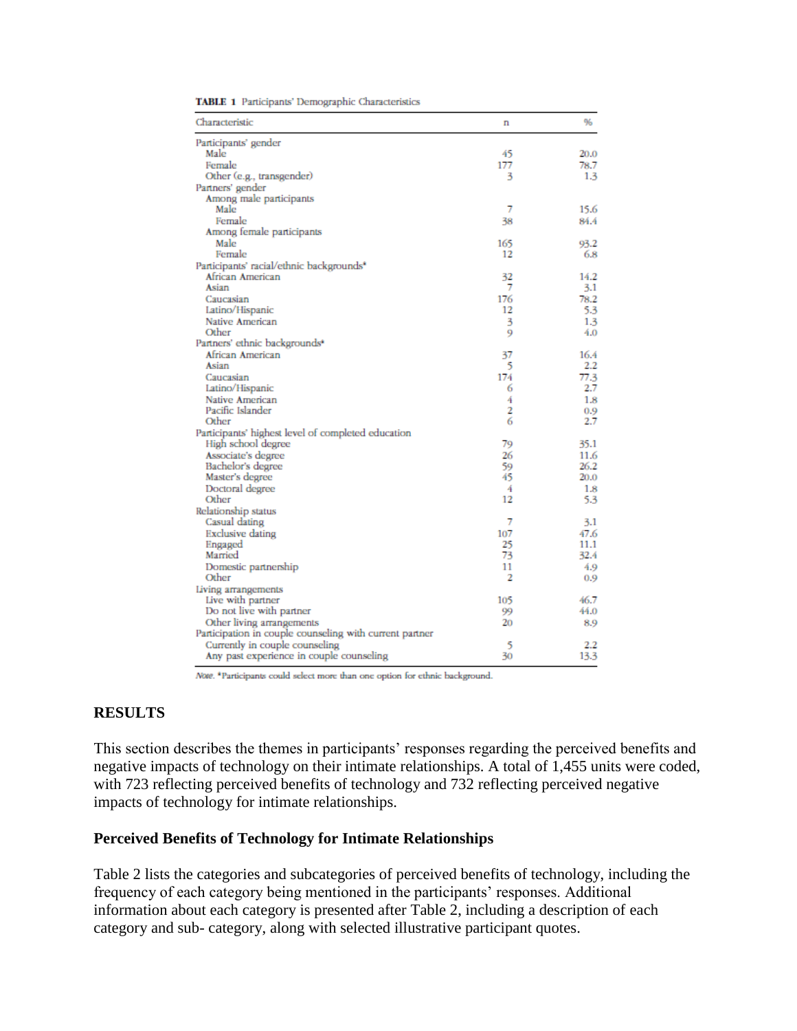**TABLE 1** Participants' Demographic Characteristics

| Characteristic | n | % |
|---|---|---|
| Participants' gender | | |
| Male | 45 | 20.0 |
| Female | 177 | 78.7 |
| Other (e.g., transgender) | 3 | 1.3 |
| Partners' gender | | |
| Among male participants | | |
| Male | 7 | 15.6 |
| Female | 38 | 84.4 |
| Among female participants | | |
| Male | 165 | 93.2 |
| Female | 12 | 6.8 |
| Participants' racial/ethnic backgrounds* | | |
| African American | 32 | 14.2 |
| Asian | 7 | 3.1 |
| Caucasian | 176 | 78.2 |
| Latino/Hispanic | 12 | 5.3 |
| Native American | 3 | 1.3 |
| Other | 9 | 4.0 |
| Partners' ethnic backgrounds* | | |
| African American | 37 | 16.4 |
| Asian | 5 | 2.2 |
| Caucasian | 174 | 77.3 |
| Latino/Hispanic | 6 | 2.7 |
| Native American | 4 | 1.8 |
| Pacific Islander | 2 | 0.9 |
| Other | 6 | 2.7 |
| Participants' highest level of completed education | | |
| High school degree | 79 | 35.1 |
| Associate's degree | 26 | 11.6 |
| Bachelor's degree | 59 | 26.2 |
| Master's degree | 45 | 20.0 |
| Doctoral degree | 4 | 1.8 |
| Other | 12 | 5.3 |
| Relationship status | | |
| Casual dating | 7 | 3.1 |
| Exclusive dating | 107 | 47.6 |
| Engaged | 25 | 11.1 |
| Married | 73 | 32.4 |
| Domestic partnership | 11 | 4.9 |
| Other | 2 | 0.9 |
| Living arrangements | | |
| Live with partner | 105 | 46.7 |
| Do not live with partner | 99 | 44.0 |
| Other living arrangements | 20 | 8.9 |
| Participation in couple counseling with current partner | | |
| Currently in couple counseling | 5 | 2.2 |
| Any past experience in couple counseling | 30 | 13.3 |

*Note.* *Participants could select more than one option for ethnic background.

## RESULTS

This section describes the themes in participants' responses regarding the perceived benefits and negative impacts of technology on their intimate relationships. A total of 1,455 units were coded, with 723 reflecting perceived benefits of technology and 732 reflecting perceived negative impacts of technology for intimate relationships.

### Perceived Benefits of Technology for Intimate Relationships

Table 2 lists the categories and subcategories of perceived benefits of technology, including the frequency of each category being mentioned in the participants' responses. Additional information about each category is presented after Table 2, including a description of each category and sub- category, along with selected illustrative participant quotes.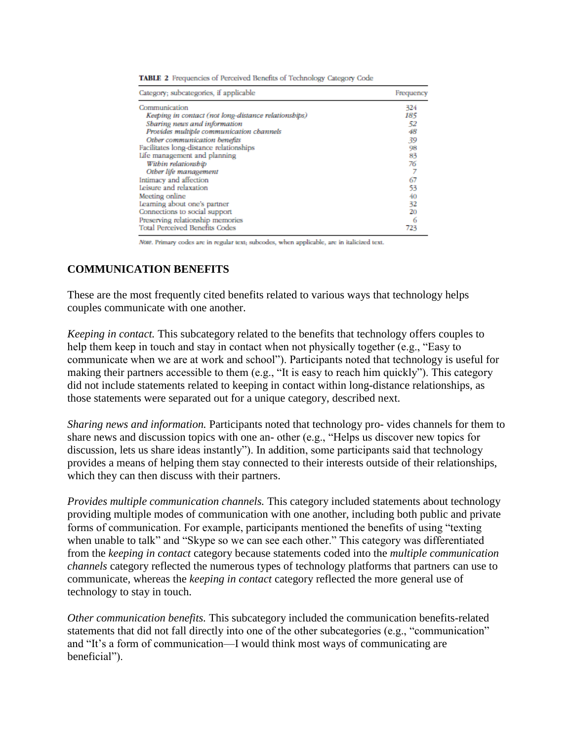**TABLE 2** Frequencies of Perceived Benefits of Technology Category Code

| Category; subcategories, if applicable | Frequency |
|---|---|
| Communication | 324 |
| *Keeping in contact (not long-distance relationships)* | *185* |
| *Sharing news and information* | *52* |
| *Provides multiple communication channels* | *48* |
| *Other communication benefits* | *39* |
| Facilitates long-distance relationships | 98 |
| Life management and planning | 83 |
| *Within relationship* | *76* |
| *Other life management* | *7* |
| Intimacy and affection | 67 |
| Leisure and relaxation | 53 |
| Meeting online | 40 |
| Learning about one's partner | 32 |
| Connections to social support | 20 |
| Preserving relationship memories | 6 |
| Total Perceived Benefits Codes | 723 |

*Note.* Primary codes are in regular text; subcodes, when applicable, are in italicized text.

## COMMUNICATION BENEFITS

These are the most frequently cited benefits related to various ways that technology helps couples communicate with one another.

*Keeping in contact.* This subcategory related to the benefits that technology offers couples to help them keep in touch and stay in contact when not physically together (e.g., "Easy to communicate when we are at work and school"). Participants noted that technology is useful for making their partners accessible to them (e.g., "It is easy to reach him quickly"). This category did not include statements related to keeping in contact within long-distance relationships, as those statements were separated out for a unique category, described next.

*Sharing news and information.* Participants noted that technology pro- vides channels for them to share news and discussion topics with one an- other (e.g., "Helps us discover new topics for discussion, lets us share ideas instantly"). In addition, some participants said that technology provides a means of helping them stay connected to their interests outside of their relationships, which they can then discuss with their partners.

*Provides multiple communication channels.* This category included statements about technology providing multiple modes of communication with one another, including both public and private forms of communication. For example, participants mentioned the benefits of using "texting when unable to talk" and "Skype so we can see each other." This category was differentiated from the *keeping in contact* category because statements coded into the *multiple communication channels* category reflected the numerous types of technology platforms that partners can use to communicate, whereas the *keeping in contact* category reflected the more general use of technology to stay in touch.

*Other communication benefits.* This subcategory included the communication benefits-related statements that did not fall directly into one of the other subcategories (e.g., "communication" and "It's a form of communication—I would think most ways of communicating are beneficial").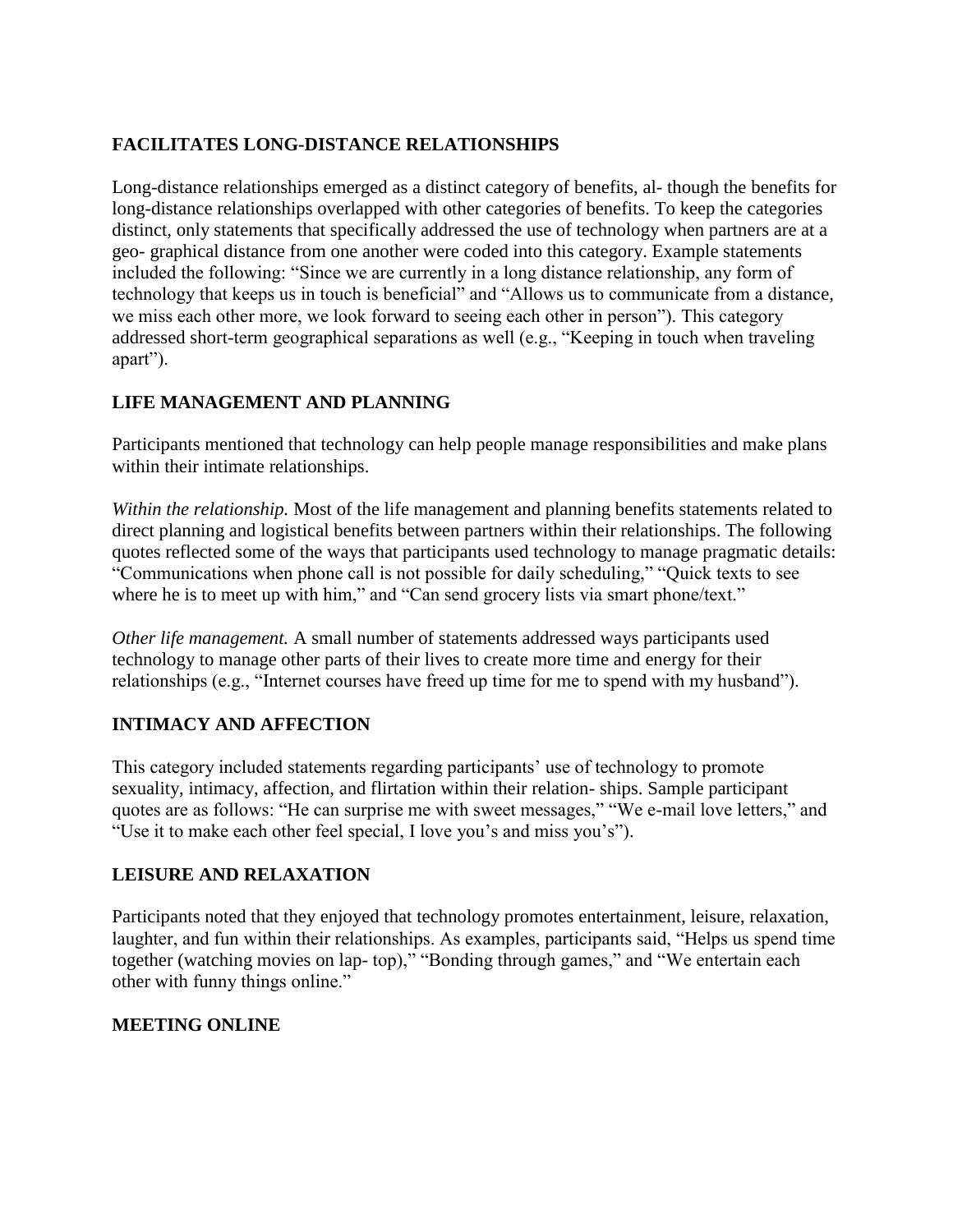## FACILITATES LONG-DISTANCE RELATIONSHIPS

Long-distance relationships emerged as a distinct category of benefits, al- though the benefits for long-distance relationships overlapped with other categories of benefits. To keep the categories distinct, only statements that specifically addressed the use of technology when partners are at a geo- graphical distance from one another were coded into this category. Example statements included the following: "Since we are currently in a long distance relationship, any form of technology that keeps us in touch is beneficial" and "Allows us to communicate from a distance, we miss each other more, we look forward to seeing each other in person"). This category addressed short-term geographical separations as well (e.g., "Keeping in touch when traveling apart").

## LIFE MANAGEMENT AND PLANNING

Participants mentioned that technology can help people manage responsibilities and make plans within their intimate relationships.

*Within the relationship.* Most of the life management and planning benefits statements related to direct planning and logistical benefits between partners within their relationships. The following quotes reflected some of the ways that participants used technology to manage pragmatic details: "Communications when phone call is not possible for daily scheduling," "Quick texts to see where he is to meet up with him," and "Can send grocery lists via smart phone/text."

*Other life management.* A small number of statements addressed ways participants used technology to manage other parts of their lives to create more time and energy for their relationships (e.g., "Internet courses have freed up time for me to spend with my husband").

## INTIMACY AND AFFECTION

This category included statements regarding participants' use of technology to promote sexuality, intimacy, affection, and flirtation within their relation- ships. Sample participant quotes are as follows: "He can surprise me with sweet messages," "We e-mail love letters," and "Use it to make each other feel special, I love you's and miss you's").

## LEISURE AND RELAXATION

Participants noted that they enjoyed that technology promotes entertainment, leisure, relaxation, laughter, and fun within their relationships. As examples, participants said, "Helps us spend time together (watching movies on lap- top)," "Bonding through games," and "We entertain each other with funny things online."

## MEETING ONLINE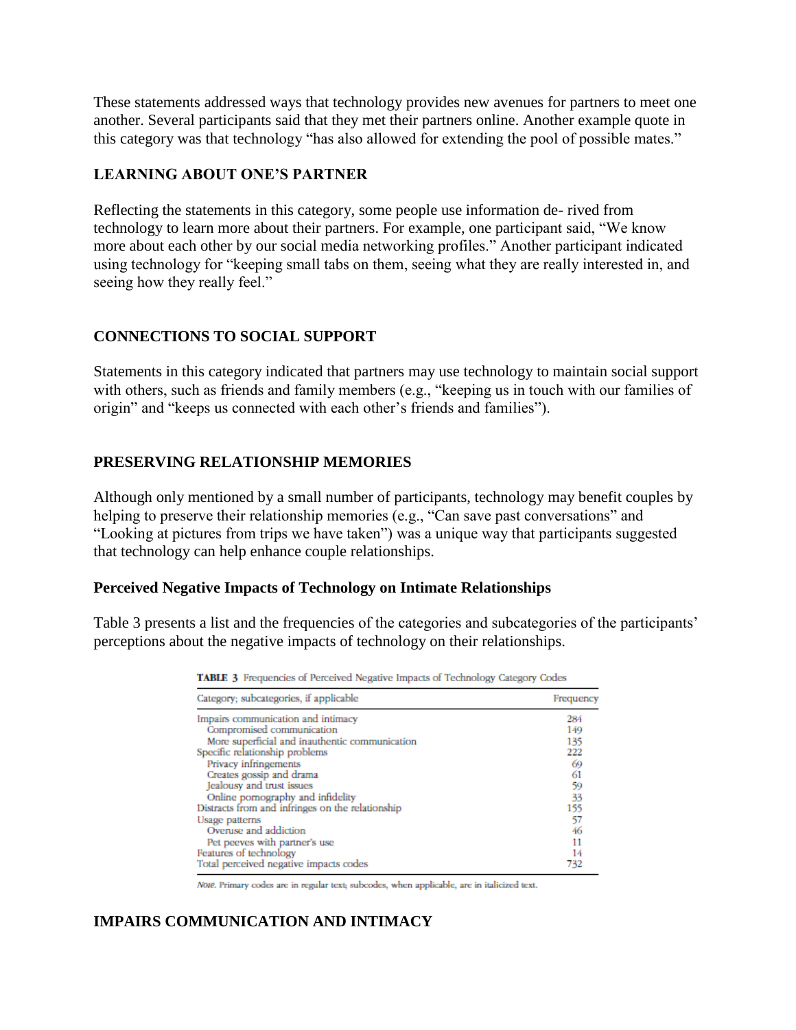These statements addressed ways that technology provides new avenues for partners to meet one another. Several participants said that they met their partners online. Another example quote in this category was that technology "has also allowed for extending the pool of possible mates."

### LEARNING ABOUT ONE'S PARTNER

Reflecting the statements in this category, some people use information de- rived from technology to learn more about their partners. For example, one participant said, "We know more about each other by our social media networking profiles." Another participant indicated using technology for "keeping small tabs on them, seeing what they are really interested in, and seeing how they really feel."

### CONNECTIONS TO SOCIAL SUPPORT

Statements in this category indicated that partners may use technology to maintain social support with others, such as friends and family members (e.g., "keeping us in touch with our families of origin" and "keeps us connected with each other's friends and families").

### PRESERVING RELATIONSHIP MEMORIES

Although only mentioned by a small number of participants, technology may benefit couples by helping to preserve their relationship memories (e.g., "Can save past conversations" and "Looking at pictures from trips we have taken") was a unique way that participants suggested that technology can help enhance couple relationships.

#### Perceived Negative Impacts of Technology on Intimate Relationships

Table 3 presents a list and the frequencies of the categories and subcategories of the participants' perceptions about the negative impacts of technology on their relationships.

**TABLE 3** Frequencies of Perceived Negative Impacts of Technology Category Codes

| Category; subcategories, if applicable | Frequency |
|---|---|
| Impairs communication and intimacy | 284 |
| Compromised communication | 149 |
| More superficial and inauthentic communication | 135 |
| Specific relationship problems | 222 |
| Privacy infringements | 69 |
| Creates gossip and drama | 61 |
| Jealousy and trust issues | 59 |
| Online pornography and infidelity | 33 |
| Distracts from and infringes on the relationship | 155 |
| Usage patterns | 57 |
| Overuse and addiction | 46 |
| Pet peeves with partner's use | 11 |
| Features of technology | 14 |
| Total perceived negative impacts codes | 732 |

*Note.* Primary codes are in regular text; subcodes, when applicable, are in italicized text.

### IMPAIRS COMMUNICATION AND INTIMACY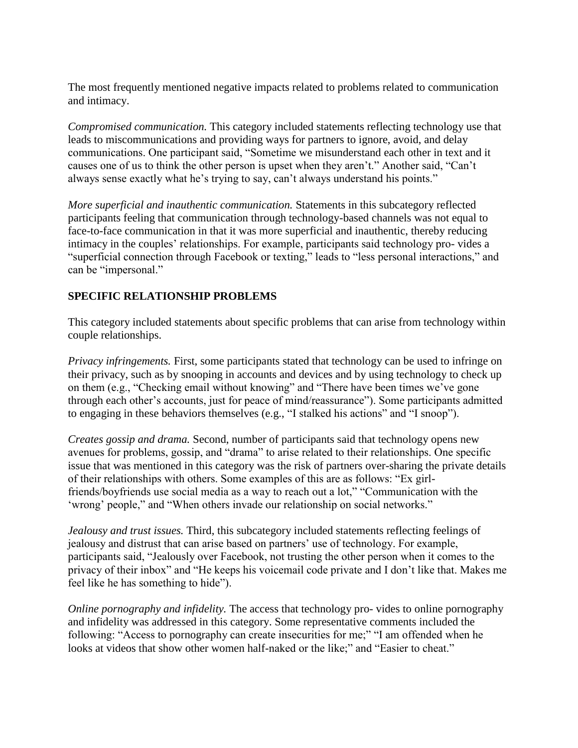The most frequently mentioned negative impacts related to problems related to communication and intimacy.

*Compromised communication.* This category included statements reflecting technology use that leads to miscommunications and providing ways for partners to ignore, avoid, and delay communications. One participant said, "Sometime we misunderstand each other in text and it causes one of us to think the other person is upset when they aren't." Another said, "Can't always sense exactly what he's trying to say, can't always understand his points."

*More superficial and inauthentic communication.* Statements in this subcategory reflected participants feeling that communication through technology-based channels was not equal to face-to-face communication in that it was more superficial and inauthentic, thereby reducing intimacy in the couples' relationships. For example, participants said technology pro- vides a "superficial connection through Facebook or texting," leads to "less personal interactions," and can be "impersonal."

## SPECIFIC RELATIONSHIP PROBLEMS

This category included statements about specific problems that can arise from technology within couple relationships.

*Privacy infringements.* First, some participants stated that technology can be used to infringe on their privacy, such as by snooping in accounts and devices and by using technology to check up on them (e.g., "Checking email without knowing" and "There have been times we've gone through each other's accounts, just for peace of mind/reassurance"). Some participants admitted to engaging in these behaviors themselves (e.g., "I stalked his actions" and "I snoop").

*Creates gossip and drama.* Second, number of participants said that technology opens new avenues for problems, gossip, and "drama" to arise related to their relationships. One specific issue that was mentioned in this category was the risk of partners over-sharing the private details of their relationships with others. Some examples of this are as follows: "Ex girl-friends/boyfriends use social media as a way to reach out a lot," "Communication with the 'wrong' people," and "When others invade our relationship on social networks."

*Jealousy and trust issues.* Third, this subcategory included statements reflecting feelings of jealousy and distrust that can arise based on partners' use of technology. For example, participants said, "Jealously over Facebook, not trusting the other person when it comes to the privacy of their inbox" and "He keeps his voicemail code private and I don't like that. Makes me feel like he has something to hide").

*Online pornography and infidelity.* The access that technology pro- vides to online pornography and infidelity was addressed in this category. Some representative comments included the following: "Access to pornography can create insecurities for me;" "I am offended when he looks at videos that show other women half-naked or the like;" and "Easier to cheat."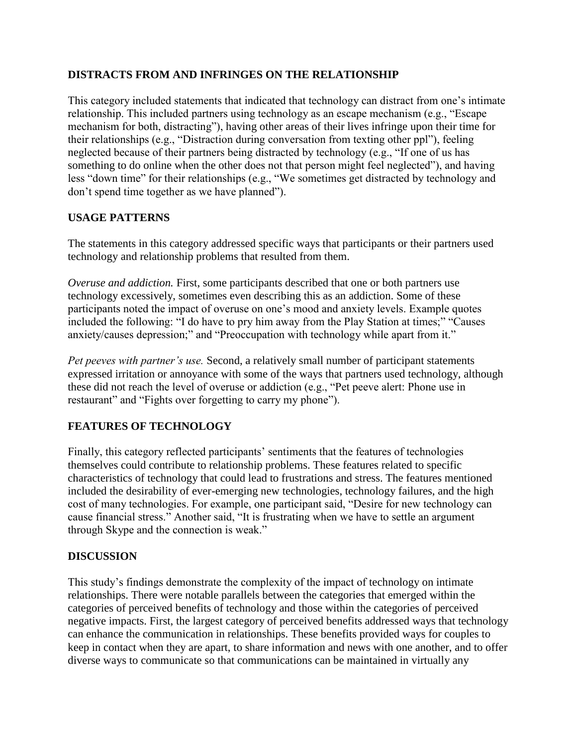## DISTRACTS FROM AND INFRINGES ON THE RELATIONSHIP

This category included statements that indicated that technology can distract from one's intimate relationship. This included partners using technology as an escape mechanism (e.g., "Escape mechanism for both, distracting"), having other areas of their lives infringe upon their time for their relationships (e.g., "Distraction during conversation from texting other ppl"), feeling neglected because of their partners being distracted by technology (e.g., "If one of us has something to do online when the other does not that person might feel neglected"), and having less "down time" for their relationships (e.g., "We sometimes get distracted by technology and don't spend time together as we have planned").

## USAGE PATTERNS

The statements in this category addressed specific ways that participants or their partners used technology and relationship problems that resulted from them.

*Overuse and addiction.* First, some participants described that one or both partners use technology excessively, sometimes even describing this as an addiction. Some of these participants noted the impact of overuse on one's mood and anxiety levels. Example quotes included the following: "I do have to pry him away from the Play Station at times;" "Causes anxiety/causes depression;" and "Preoccupation with technology while apart from it."

*Pet peeves with partner's use.* Second, a relatively small number of participant statements expressed irritation or annoyance with some of the ways that partners used technology, although these did not reach the level of overuse or addiction (e.g., "Pet peeve alert: Phone use in restaurant" and "Fights over forgetting to carry my phone").

## FEATURES OF TECHNOLOGY

Finally, this category reflected participants' sentiments that the features of technologies themselves could contribute to relationship problems. These features related to specific characteristics of technology that could lead to frustrations and stress. The features mentioned included the desirability of ever-emerging new technologies, technology failures, and the high cost of many technologies. For example, one participant said, "Desire for new technology can cause financial stress." Another said, "It is frustrating when we have to settle an argument through Skype and the connection is weak."

## DISCUSSION

This study's findings demonstrate the complexity of the impact of technology on intimate relationships. There were notable parallels between the categories that emerged within the categories of perceived benefits of technology and those within the categories of perceived negative impacts. First, the largest category of perceived benefits addressed ways that technology can enhance the communication in relationships. These benefits provided ways for couples to keep in contact when they are apart, to share information and news with one another, and to offer diverse ways to communicate so that communications can be maintained in virtually any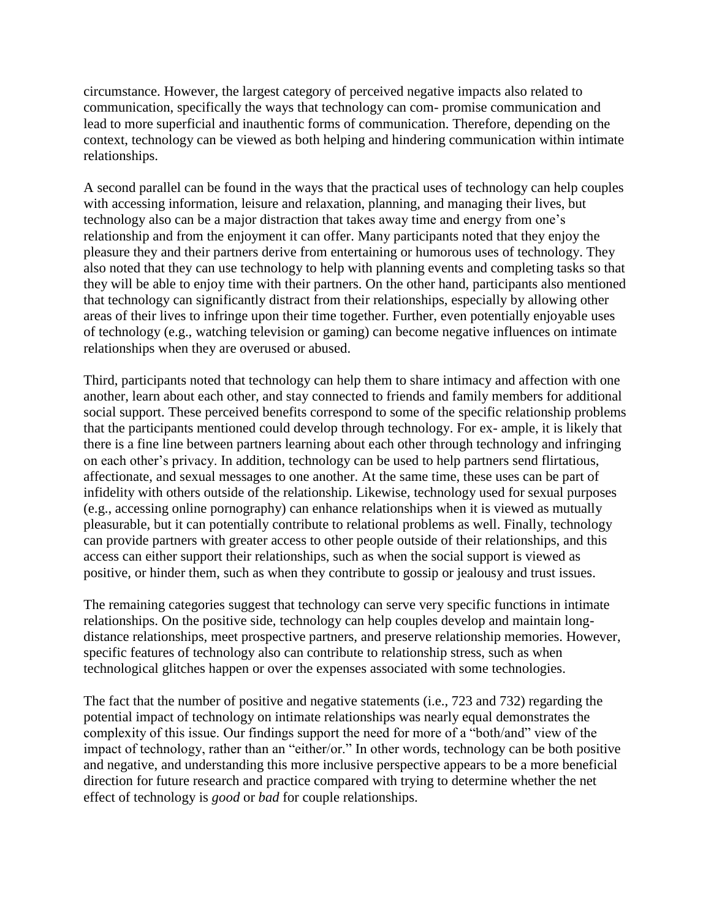circumstance. However, the largest category of perceived negative impacts also related to communication, specifically the ways that technology can com- promise communication and lead to more superficial and inauthentic forms of communication. Therefore, depending on the context, technology can be viewed as both helping and hindering communication within intimate relationships.

A second parallel can be found in the ways that the practical uses of technology can help couples with accessing information, leisure and relaxation, planning, and managing their lives, but technology also can be a major distraction that takes away time and energy from one's relationship and from the enjoyment it can offer. Many participants noted that they enjoy the pleasure they and their partners derive from entertaining or humorous uses of technology. They also noted that they can use technology to help with planning events and completing tasks so that they will be able to enjoy time with their partners. On the other hand, participants also mentioned that technology can significantly distract from their relationships, especially by allowing other areas of their lives to infringe upon their time together. Further, even potentially enjoyable uses of technology (e.g., watching television or gaming) can become negative influences on intimate relationships when they are overused or abused.

Third, participants noted that technology can help them to share intimacy and affection with one another, learn about each other, and stay connected to friends and family members for additional social support. These perceived benefits correspond to some of the specific relationship problems that the participants mentioned could develop through technology. For ex- ample, it is likely that there is a fine line between partners learning about each other through technology and infringing on each other's privacy. In addition, technology can be used to help partners send flirtatious, affectionate, and sexual messages to one another. At the same time, these uses can be part of infidelity with others outside of the relationship. Likewise, technology used for sexual purposes (e.g., accessing online pornography) can enhance relationships when it is viewed as mutually pleasurable, but it can potentially contribute to relational problems as well. Finally, technology can provide partners with greater access to other people outside of their relationships, and this access can either support their relationships, such as when the social support is viewed as positive, or hinder them, such as when they contribute to gossip or jealousy and trust issues.

The remaining categories suggest that technology can serve very specific functions in intimate relationships. On the positive side, technology can help couples develop and maintain long-distance relationships, meet prospective partners, and preserve relationship memories. However, specific features of technology also can contribute to relationship stress, such as when technological glitches happen or over the expenses associated with some technologies.

The fact that the number of positive and negative statements (i.e., 723 and 732) regarding the potential impact of technology on intimate relationships was nearly equal demonstrates the complexity of this issue. Our findings support the need for more of a "both/and" view of the impact of technology, rather than an "either/or." In other words, technology can be both positive and negative, and understanding this more inclusive perspective appears to be a more beneficial direction for future research and practice compared with trying to determine whether the net effect of technology is *good* or *bad* for couple relationships.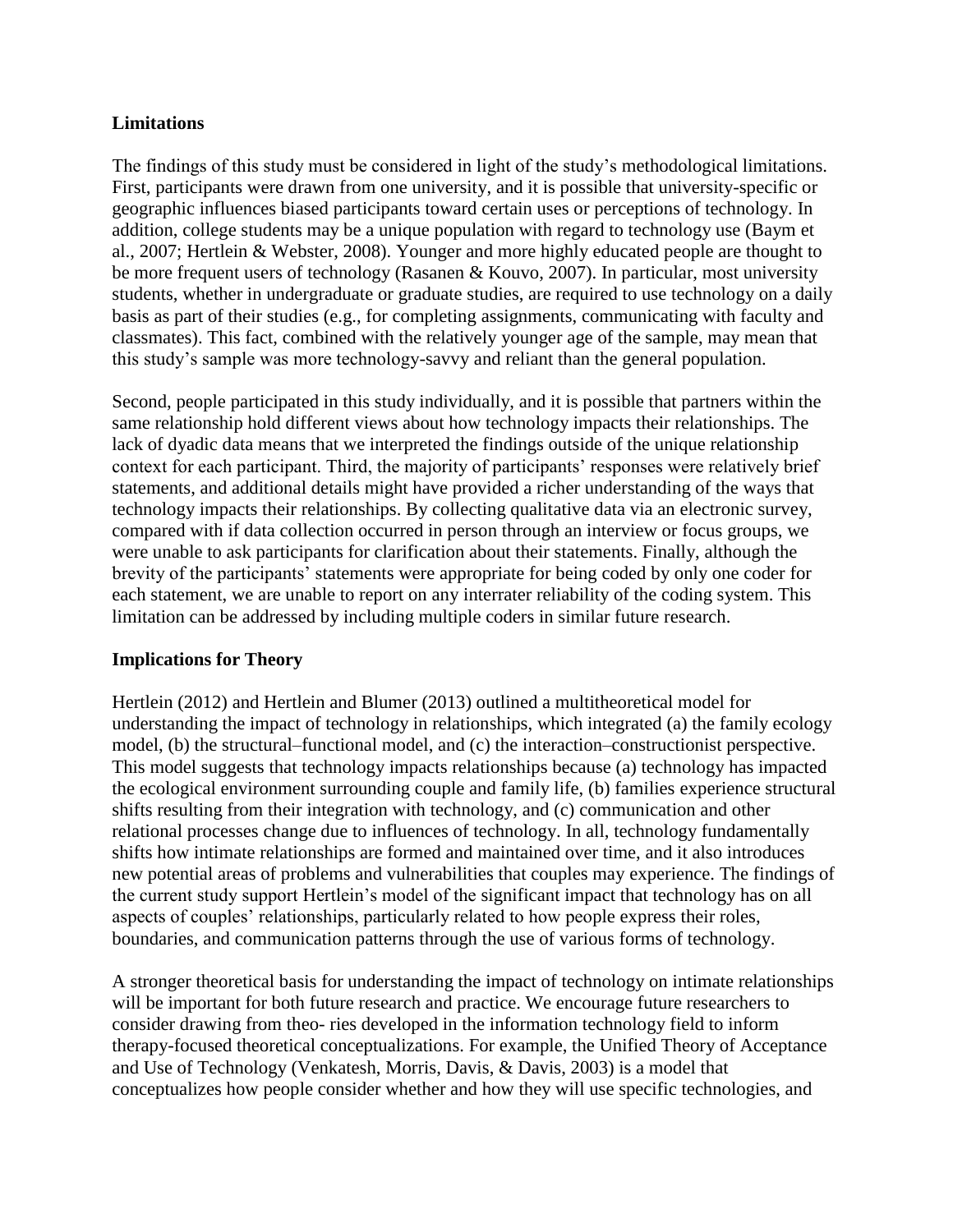## Limitations

The findings of this study must be considered in light of the study's methodological limitations. First, participants were drawn from one university, and it is possible that university-specific or geographic influences biased participants toward certain uses or perceptions of technology. In addition, college students may be a unique population with regard to technology use (Baym et al., 2007; Hertlein & Webster, 2008). Younger and more highly educated people are thought to be more frequent users of technology (Rasanen & Kouvo, 2007). In particular, most university students, whether in undergraduate or graduate studies, are required to use technology on a daily basis as part of their studies (e.g., for completing assignments, communicating with faculty and classmates). This fact, combined with the relatively younger age of the sample, may mean that this study's sample was more technology-savvy and reliant than the general population.

Second, people participated in this study individually, and it is possible that partners within the same relationship hold different views about how technology impacts their relationships. The lack of dyadic data means that we interpreted the findings outside of the unique relationship context for each participant. Third, the majority of participants' responses were relatively brief statements, and additional details might have provided a richer understanding of the ways that technology impacts their relationships. By collecting qualitative data via an electronic survey, compared with if data collection occurred in person through an interview or focus groups, we were unable to ask participants for clarification about their statements. Finally, although the brevity of the participants' statements were appropriate for being coded by only one coder for each statement, we are unable to report on any interrater reliability of the coding system. This limitation can be addressed by including multiple coders in similar future research.

## Implications for Theory

Hertlein (2012) and Hertlein and Blumer (2013) outlined a multitheoretical model for understanding the impact of technology in relationships, which integrated (a) the family ecology model, (b) the structural–functional model, and (c) the interaction–constructionist perspective. This model suggests that technology impacts relationships because (a) technology has impacted the ecological environment surrounding couple and family life, (b) families experience structural shifts resulting from their integration with technology, and (c) communication and other relational processes change due to influences of technology. In all, technology fundamentally shifts how intimate relationships are formed and maintained over time, and it also introduces new potential areas of problems and vulnerabilities that couples may experience. The findings of the current study support Hertlein's model of the significant impact that technology has on all aspects of couples' relationships, particularly related to how people express their roles, boundaries, and communication patterns through the use of various forms of technology.

A stronger theoretical basis for understanding the impact of technology on intimate relationships will be important for both future research and practice. We encourage future researchers to consider drawing from theo- ries developed in the information technology field to inform therapy-focused theoretical conceptualizations. For example, the Unified Theory of Acceptance and Use of Technology (Venkatesh, Morris, Davis, & Davis, 2003) is a model that conceptualizes how people consider whether and how they will use specific technologies, and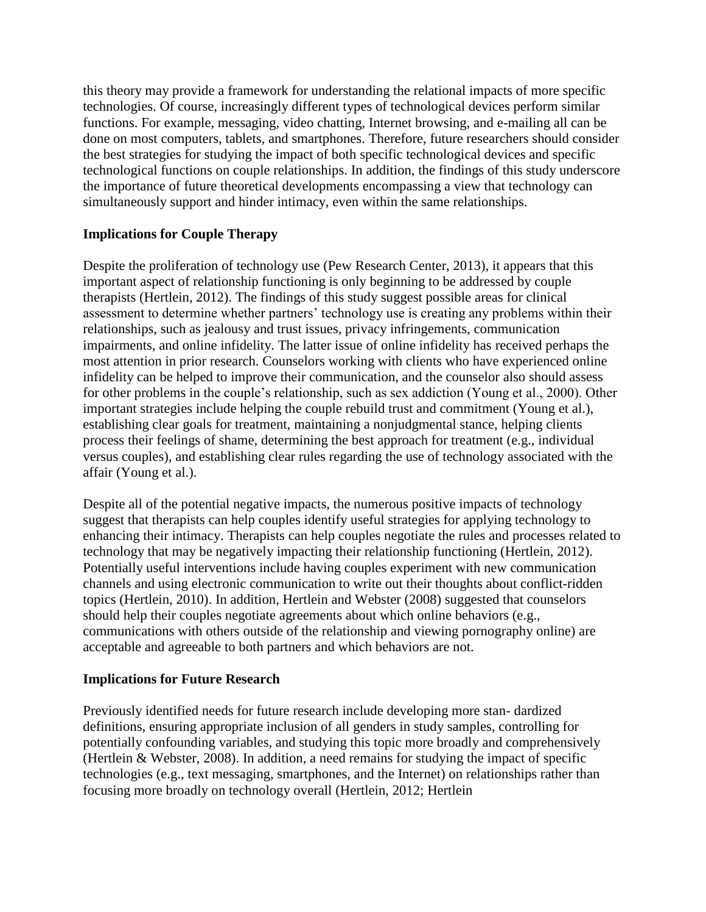this theory may provide a framework for understanding the relational impacts of more specific technologies. Of course, increasingly different types of technological devices perform similar functions. For example, messaging, video chatting, Internet browsing, and e-mailing all can be done on most computers, tablets, and smartphones. Therefore, future researchers should consider the best strategies for studying the impact of both specific technological devices and specific technological functions on couple relationships. In addition, the findings of this study underscore the importance of future theoretical developments encompassing a view that technology can simultaneously support and hinder intimacy, even within the same relationships.

### Implications for Couple Therapy

Despite the proliferation of technology use (Pew Research Center, 2013), it appears that this important aspect of relationship functioning is only beginning to be addressed by couple therapists (Hertlein, 2012). The findings of this study suggest possible areas for clinical assessment to determine whether partners' technology use is creating any problems within their relationships, such as jealousy and trust issues, privacy infringements, communication impairments, and online infidelity. The latter issue of online infidelity has received perhaps the most attention in prior research. Counselors working with clients who have experienced online infidelity can be helped to improve their communication, and the counselor also should assess for other problems in the couple's relationship, such as sex addiction (Young et al., 2000). Other important strategies include helping the couple rebuild trust and commitment (Young et al.), establishing clear goals for treatment, maintaining a nonjudgmental stance, helping clients process their feelings of shame, determining the best approach for treatment (e.g., individual versus couples), and establishing clear rules regarding the use of technology associated with the affair (Young et al.).

Despite all of the potential negative impacts, the numerous positive impacts of technology suggest that therapists can help couples identify useful strategies for applying technology to enhancing their intimacy. Therapists can help couples negotiate the rules and processes related to technology that may be negatively impacting their relationship functioning (Hertlein, 2012). Potentially useful interventions include having couples experiment with new communication channels and using electronic communication to write out their thoughts about conflict-ridden topics (Hertlein, 2010). In addition, Hertlein and Webster (2008) suggested that counselors should help their couples negotiate agreements about which online behaviors (e.g., communications with others outside of the relationship and viewing pornography online) are acceptable and agreeable to both partners and which behaviors are not.

### Implications for Future Research

Previously identified needs for future research include developing more stan- dardized definitions, ensuring appropriate inclusion of all genders in study samples, controlling for potentially confounding variables, and studying this topic more broadly and comprehensively (Hertlein & Webster, 2008). In addition, a need remains for studying the impact of specific technologies (e.g., text messaging, smartphones, and the Internet) on relationships rather than focusing more broadly on technology overall (Hertlein, 2012; Hertlein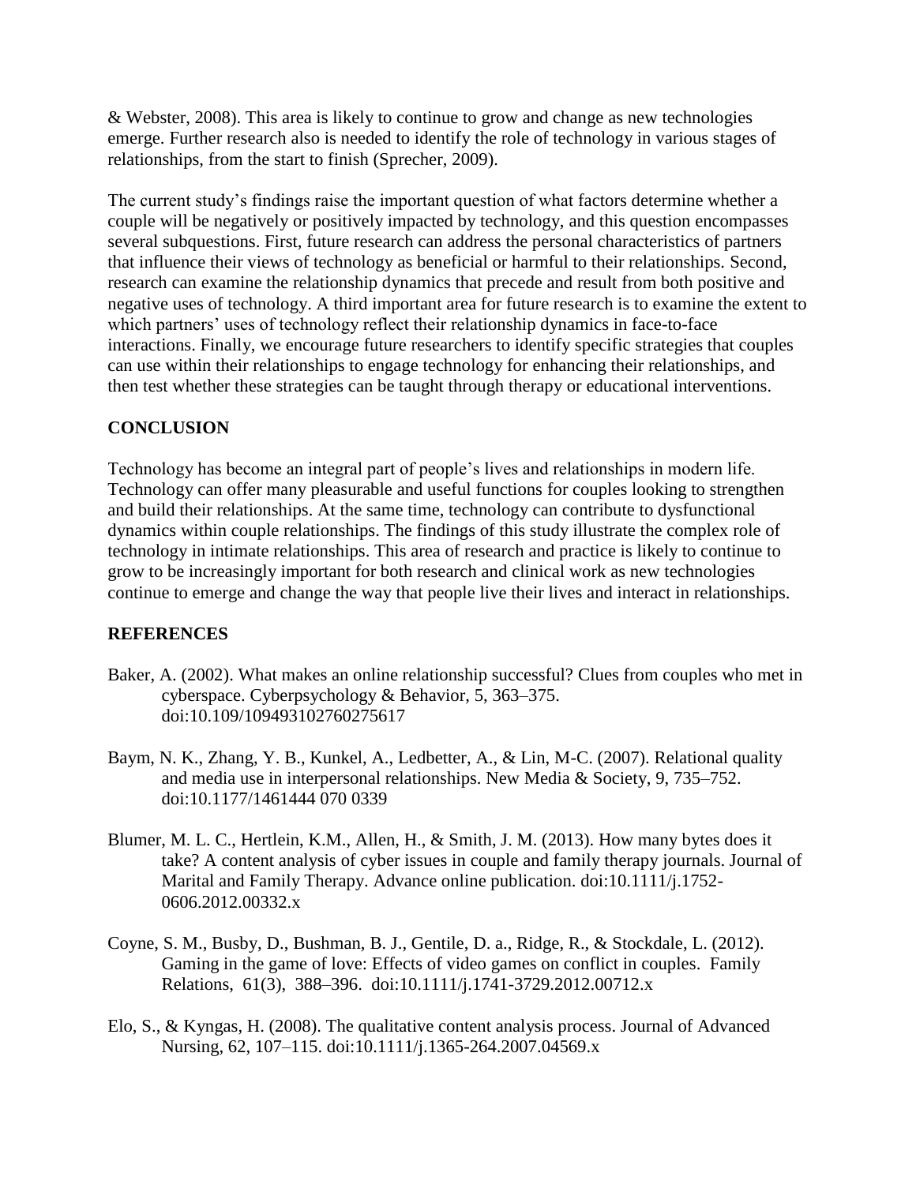& Webster, 2008). This area is likely to continue to grow and change as new technologies emerge. Further research also is needed to identify the role of technology in various stages of relationships, from the start to finish (Sprecher, 2009).

The current study's findings raise the important question of what factors determine whether a couple will be negatively or positively impacted by technology, and this question encompasses several subquestions. First, future research can address the personal characteristics of partners that influence their views of technology as beneficial or harmful to their relationships. Second, research can examine the relationship dynamics that precede and result from both positive and negative uses of technology. A third important area for future research is to examine the extent to which partners' uses of technology reflect their relationship dynamics in face-to-face interactions. Finally, we encourage future researchers to identify specific strategies that couples can use within their relationships to engage technology for enhancing their relationships, and then test whether these strategies can be taught through therapy or educational interventions.

## CONCLUSION

Technology has become an integral part of people's lives and relationships in modern life. Technology can offer many pleasurable and useful functions for couples looking to strengthen and build their relationships. At the same time, technology can contribute to dysfunctional dynamics within couple relationships. The findings of this study illustrate the complex role of technology in intimate relationships. This area of research and practice is likely to continue to grow to be increasingly important for both research and clinical work as new technologies continue to emerge and change the way that people live their lives and interact in relationships.

## REFERENCES

Baker, A. (2002). What makes an online relationship successful? Clues from couples who met in cyberspace. Cyberpsychology & Behavior, 5, 363–375. doi:10.109/109493102760275617

Baym, N. K., Zhang, Y. B., Kunkel, A., Ledbetter, A., & Lin, M-C. (2007). Relational quality and media use in interpersonal relationships. New Media & Society, 9, 735–752. doi:10.1177/1461444 070 0339

Blumer, M. L. C., Hertlein, K.M., Allen, H., & Smith, J. M. (2013). How many bytes does it take? A content analysis of cyber issues in couple and family therapy journals. Journal of Marital and Family Therapy. Advance online publication. doi:10.1111/j.1752-0606.2012.00332.x

Coyne, S. M., Busby, D., Bushman, B. J., Gentile, D. a., Ridge, R., & Stockdale, L. (2012). Gaming in the game of love: Effects of video games on conflict in couples. Family Relations, 61(3), 388–396. doi:10.1111/j.1741-3729.2012.00712.x

Elo, S., & Kyngas, H. (2008). The qualitative content analysis process. Journal of Advanced Nursing, 62, 107–115. doi:10.1111/j.1365-264.2007.04569.x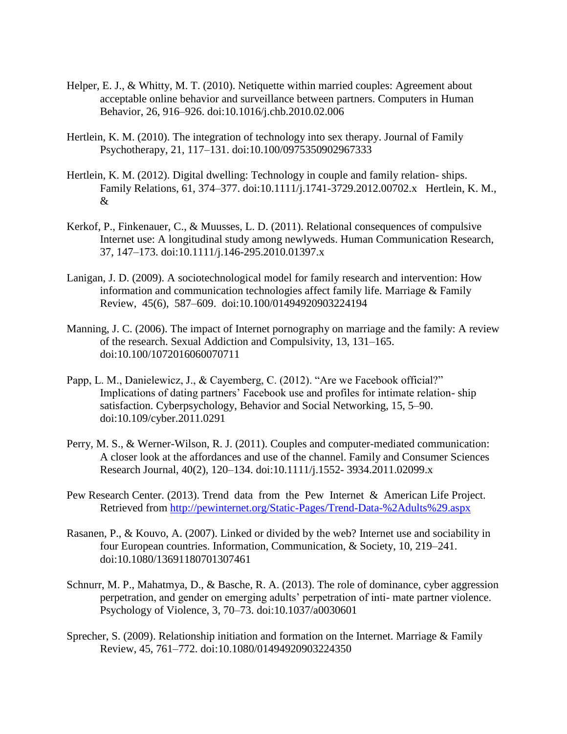Helper, E. J., & Whitty, M. T. (2010). Netiquette within married couples: Agreement about acceptable online behavior and surveillance between partners. Computers in Human Behavior, 26, 916–926. doi:10.1016/j.chb.2010.02.006

Hertlein, K. M. (2010). The integration of technology into sex therapy. Journal of Family Psychotherapy, 21, 117–131. doi:10.100/0975350902967333

Hertlein, K. M. (2012). Digital dwelling: Technology in couple and family relation- ships. Family Relations, 61, 374–377. doi:10.1111/j.1741-3729.2012.00702.x  Hertlein, K. M., &

Kerkof, P., Finkenauer, C., & Muusses, L. D. (2011). Relational consequences of compulsive Internet use: A longitudinal study among newlyweds. Human Communication Research, 37, 147–173. doi:10.1111/j.146-295.2010.01397.x

Lanigan, J. D. (2009). A sociotechnological model for family research and intervention: How information and communication technologies affect family life. Marriage & Family Review, 45(6), 587–609. doi:10.100/01494920903224194

Manning, J. C. (2006). The impact of Internet pornography on marriage and the family: A review of the research. Sexual Addiction and Compulsivity, 13, 131–165. doi:10.100/1072016060070711

Papp, L. M., Danielewicz, J., & Cayemberg, C. (2012). "Are we Facebook official?" Implications of dating partners' Facebook use and profiles for intimate relation- ship satisfaction. Cyberpsychology, Behavior and Social Networking, 15, 5–90. doi:10.109/cyber.2011.0291

Perry, M. S., & Werner-Wilson, R. J. (2011). Couples and computer-mediated communication: A closer look at the affordances and use of the channel. Family and Consumer Sciences Research Journal, 40(2), 120–134. doi:10.1111/j.1552- 3934.2011.02099.x

Pew Research Center. (2013). Trend data from the Pew Internet & American Life Project. Retrieved from http://pewinternet.org/Static-Pages/Trend-Data-%2Adults%29.aspx

Rasanen, P., & Kouvo, A. (2007). Linked or divided by the web? Internet use and sociability in four European countries. Information, Communication, & Society, 10, 219–241. doi:10.1080/13691180701307461

Schnurr, M. P., Mahatmya, D., & Basche, R. A. (2013). The role of dominance, cyber aggression perpetration, and gender on emerging adults' perpetration of inti- mate partner violence. Psychology of Violence, 3, 70–73. doi:10.1037/a0030601

Sprecher, S. (2009). Relationship initiation and formation on the Internet. Marriage & Family Review, 45, 761–772. doi:10.1080/01494920903224350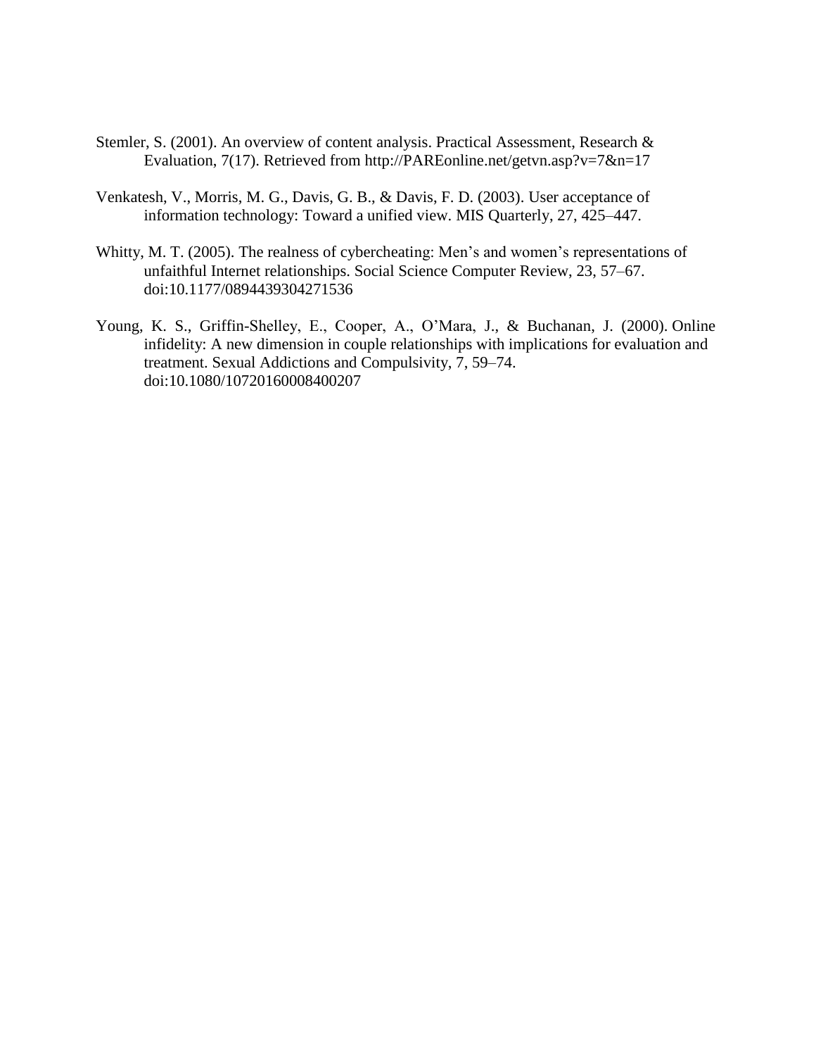Stemler, S. (2001). An overview of content analysis. Practical Assessment, Research & Evaluation, 7(17). Retrieved from http://PAREonline.net/getvn.asp?v=7&n=17

Venkatesh, V., Morris, M. G., Davis, G. B., & Davis, F. D. (2003). User acceptance of information technology: Toward a unified view. MIS Quarterly, 27, 425–447.

Whitty, M. T. (2005). The realness of cybercheating: Men's and women's representations of unfaithful Internet relationships. Social Science Computer Review, 23, 57–67. doi:10.1177/0894439304271536

Young, K. S., Griffin-Shelley, E., Cooper, A., O'Mara, J., & Buchanan, J. (2000). Online infidelity: A new dimension in couple relationships with implications for evaluation and treatment. Sexual Addictions and Compulsivity, 7, 59–74. doi:10.1080/10720160008400207